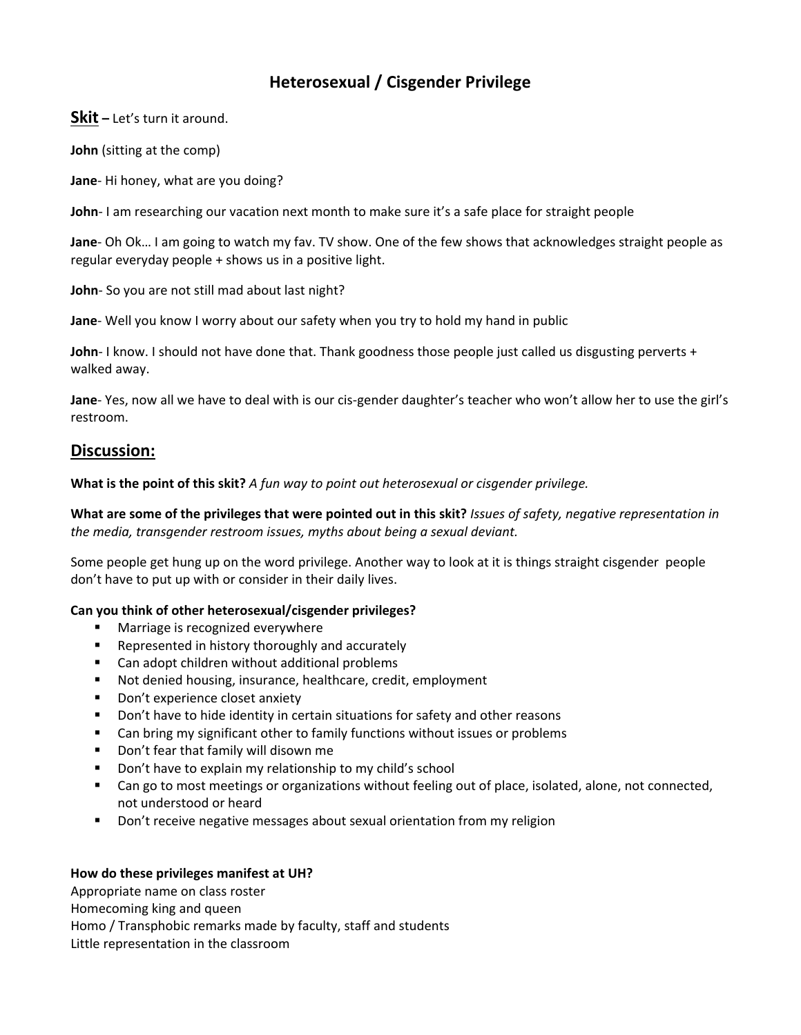# Heterosexual / Cisgender Privilege

## Skit – Let's turn it around.

**John** (sitting at the comp)

**Jane**- Hi honey, what are you doing?

**John**- I am researching our vacation next month to make sure it's a safe place for straight people

**Jane**- Oh Ok… I am going to watch my fav. TV show. One of the few shows that acknowledges straight people as regular everyday people + shows us in a positive light.

**John**- So you are not still mad about last night?

**Jane**- Well you know I worry about our safety when you try to hold my hand in public

**John**- I know. I should not have done that. Thank goodness those people just called us disgusting perverts + walked away.

**Jane**- Yes, now all we have to deal with is our cis-gender daughter's teacher who won't allow her to use the girl's restroom.

## Discussion:

**What is the point of this skit?** *A fun way to point out heterosexual or cisgender privilege.*

**What are some of the privileges that were pointed out in this skit?** *Issues of safety, negative representation in the media, transgender restroom issues, myths about being a sexual deviant.*

Some people get hung up on the word privilege. Another way to look at it is things straight cisgender people don't have to put up with or consider in their daily lives.

**Can you think of other heterosexual/cisgender privileges?**

- Marriage is recognized everywhere
- Represented in history thoroughly and accurately
- Can adopt children without additional problems
- Not denied housing, insurance, healthcare, credit, employment
- Don't experience closet anxiety
- Don't have to hide identity in certain situations for safety and other reasons
- Can bring my significant other to family functions without issues or problems
- Don't fear that family will disown me
- Don't have to explain my relationship to my child's school
- Can go to most meetings or organizations without feeling out of place, isolated, alone, not connected, not understood or heard
- Don't receive negative messages about sexual orientation from my religion

**How do these privileges manifest at UH?**

Appropriate name on class roster

Homecoming king and queen

Homo / Transphobic remarks made by faculty, staff and students

Little representation in the classroom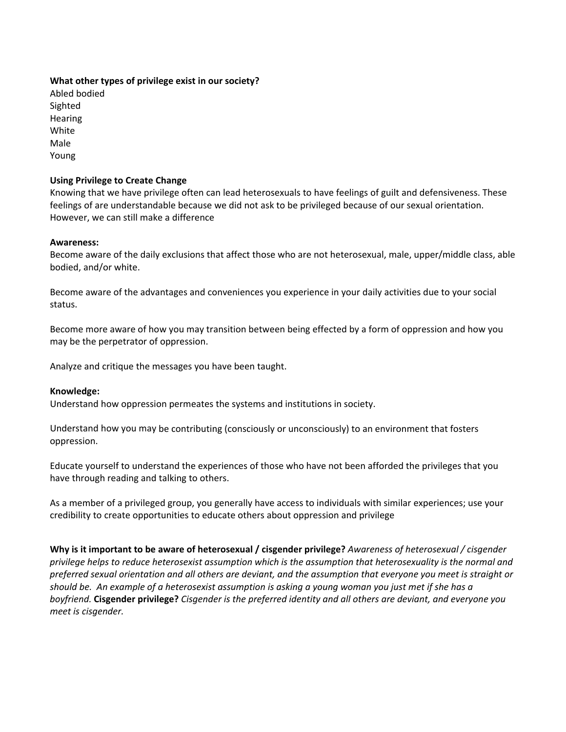**What other types of privilege exist in our society?**

Abled bodied
Sighted
Hearing
White
Male
Young

**Using Privilege to Create Change**

Knowing that we have privilege often can lead heterosexuals to have feelings of guilt and defensiveness. These feelings of are understandable because we did not ask to be privileged because of our sexual orientation. However, we can still make a difference

**Awareness:**

Become aware of the daily exclusions that affect those who are not heterosexual, male, upper/middle class, able bodied, and/or white.

Become aware of the advantages and conveniences you experience in your daily activities due to your social status.

Become more aware of how you may transition between being effected by a form of oppression and how you may be the perpetrator of oppression.

Analyze and critique the messages you have been taught.

**Knowledge:**

Understand how oppression permeates the systems and institutions in society.

Understand how you may be contributing (consciously or unconsciously) to an environment that fosters oppression.

Educate yourself to understand the experiences of those who have not been afforded the privileges that you have through reading and talking to others.

As a member of a privileged group, you generally have access to individuals with similar experiences; use your credibility to create opportunities to educate others about oppression and privilege

**Why is it important to be aware of heterosexual / cisgender privilege?** *Awareness of heterosexual / cisgender privilege helps to reduce heterosexist assumption which is the assumption that heterosexuality is the normal and preferred sexual orientation and all others are deviant, and the assumption that everyone you meet is straight or should be. An example of a heterosexist assumption is asking a young woman you just met if she has a boyfriend.* **Cisgender privilege?** *Cisgender is the preferred identity and all others are deviant, and everyone you meet is cisgender.*